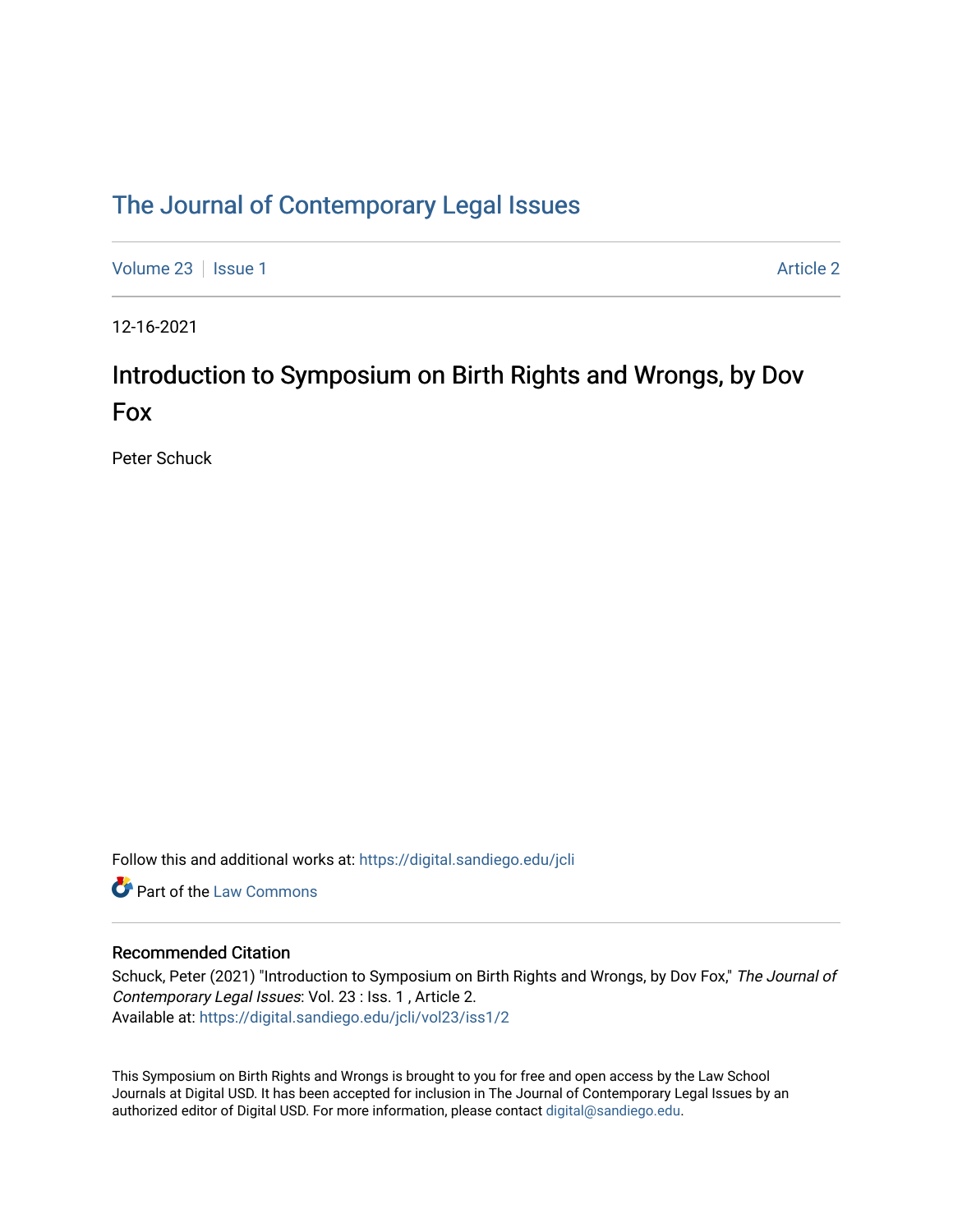# The Journal of Contemporary Legal Issues

Volume 23 | Issue 1 Article 2

12-16-2021

## Introduction to Symposium on Birth Rights and Wrongs, by Dov Fox

Peter Schuck

Follow this and additional works at: https://digital.sandiego.edu/jcli

Part of the Law Commons

### Recommended Citation

Schuck, Peter (2021) "Introduction to Symposium on Birth Rights and Wrongs, by Dov Fox," *The Journal of Contemporary Legal Issues*: Vol. 23 : Iss. 1 , Article 2.
Available at: https://digital.sandiego.edu/jcli/vol23/iss1/2

This Symposium on Birth Rights and Wrongs is brought to you for free and open access by the Law School Journals at Digital USD. It has been accepted for inclusion in The Journal of Contemporary Legal Issues by an authorized editor of Digital USD. For more information, please contact digital@sandiego.edu.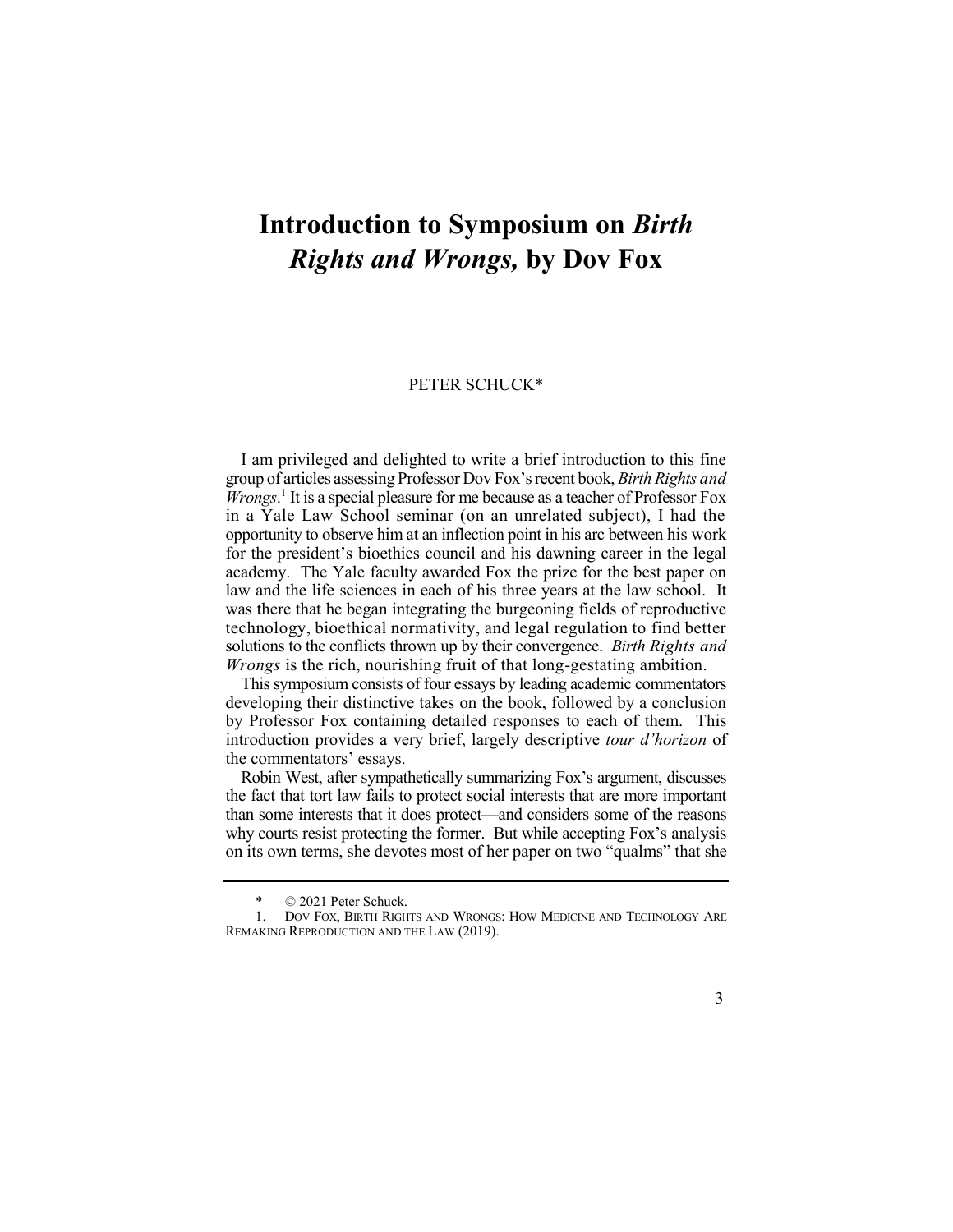# Introduction to Symposium on *Birth Rights and Wrongs,* by Dov Fox

PETER SCHUCK*

I am privileged and delighted to write a brief introduction to this fine group of articles assessing Professor Dov Fox's recent book, *Birth Rights and Wrongs*.[1] It is a special pleasure for me because as a teacher of Professor Fox in a Yale Law School seminar (on an unrelated subject), I had the opportunity to observe him at an inflection point in his arc between his work for the president's bioethics council and his dawning career in the legal academy. The Yale faculty awarded Fox the prize for the best paper on law and the life sciences in each of his three years at the law school. It was there that he began integrating the burgeoning fields of reproductive technology, bioethical normativity, and legal regulation to find better solutions to the conflicts thrown up by their convergence. *Birth Rights and Wrongs* is the rich, nourishing fruit of that long-gestating ambition.

This symposium consists of four essays by leading academic commentators developing their distinctive takes on the book, followed by a conclusion by Professor Fox containing detailed responses to each of them. This introduction provides a very brief, largely descriptive *tour d'horizon* of the commentators' essays.

Robin West, after sympathetically summarizing Fox's argument, discusses the fact that tort law fails to protect social interests that are more important than some interests that it does protect—and considers some of the reasons why courts resist protecting the former. But while accepting Fox's analysis on its own terms, she devotes most of her paper on two "qualms" that she

---

\* © 2021 Peter Schuck.

1. DOV FOX, BIRTH RIGHTS AND WRONGS: HOW MEDICINE AND TECHNOLOGY ARE REMAKING REPRODUCTION AND THE LAW (2019).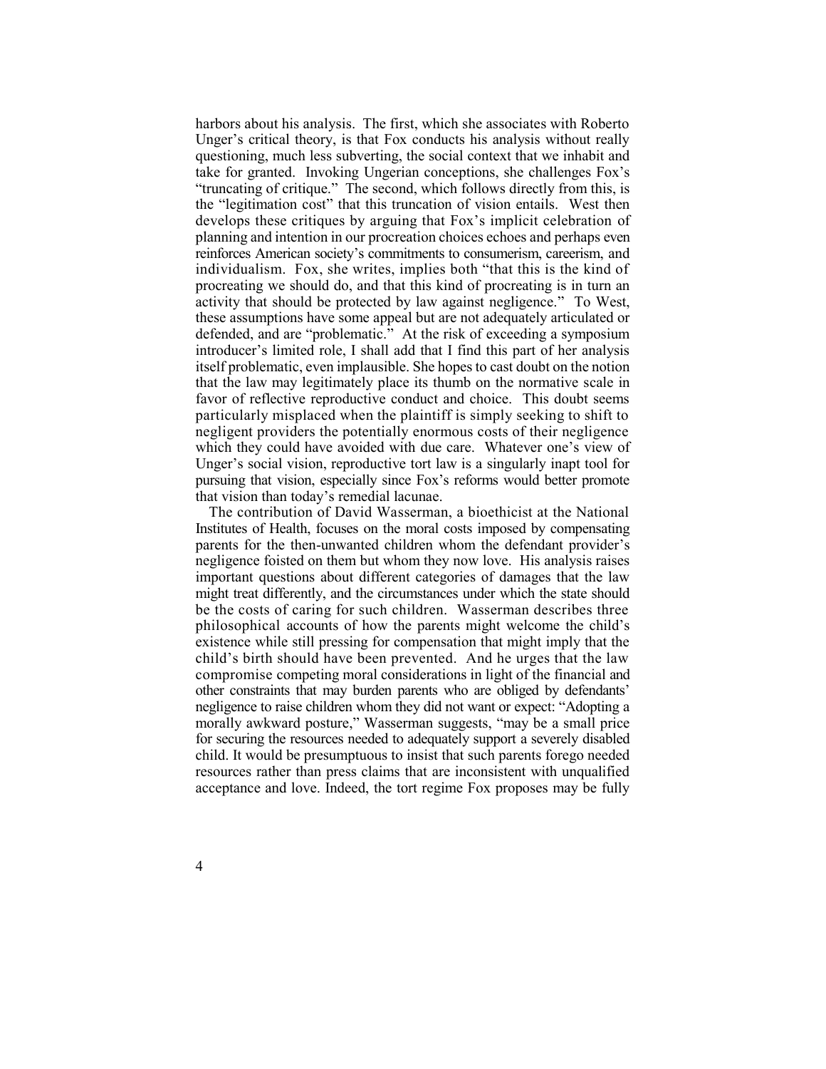harbors about his analysis. The first, which she associates with Roberto Unger's critical theory, is that Fox conducts his analysis without really questioning, much less subverting, the social context that we inhabit and take for granted. Invoking Ungerian conceptions, she challenges Fox's "truncating of critique." The second, which follows directly from this, is the "legitimation cost" that this truncation of vision entails. West then develops these critiques by arguing that Fox's implicit celebration of planning and intention in our procreation choices echoes and perhaps even reinforces American society's commitments to consumerism, careerism, and individualism. Fox, she writes, implies both "that this is the kind of procreating we should do, and that this kind of procreating is in turn an activity that should be protected by law against negligence." To West, these assumptions have some appeal but are not adequately articulated or defended, and are "problematic." At the risk of exceeding a symposium introducer's limited role, I shall add that I find this part of her analysis itself problematic, even implausible. She hopes to cast doubt on the notion that the law may legitimately place its thumb on the normative scale in favor of reflective reproductive conduct and choice. This doubt seems particularly misplaced when the plaintiff is simply seeking to shift to negligent providers the potentially enormous costs of their negligence which they could have avoided with due care. Whatever one's view of Unger's social vision, reproductive tort law is a singularly inapt tool for pursuing that vision, especially since Fox's reforms would better promote that vision than today's remedial lacunae.

The contribution of David Wasserman, a bioethicist at the National Institutes of Health, focuses on the moral costs imposed by compensating parents for the then-unwanted children whom the defendant provider's negligence foisted on them but whom they now love. His analysis raises important questions about different categories of damages that the law might treat differently, and the circumstances under which the state should be the costs of caring for such children. Wasserman describes three philosophical accounts of how the parents might welcome the child's existence while still pressing for compensation that might imply that the child's birth should have been prevented. And he urges that the law compromise competing moral considerations in light of the financial and other constraints that may burden parents who are obliged by defendants' negligence to raise children whom they did not want or expect: "Adopting a morally awkward posture," Wasserman suggests, "may be a small price for securing the resources needed to adequately support a severely disabled child. It would be presumptuous to insist that such parents forego needed resources rather than press claims that are inconsistent with unqualified acceptance and love. Indeed, the tort regime Fox proposes may be fully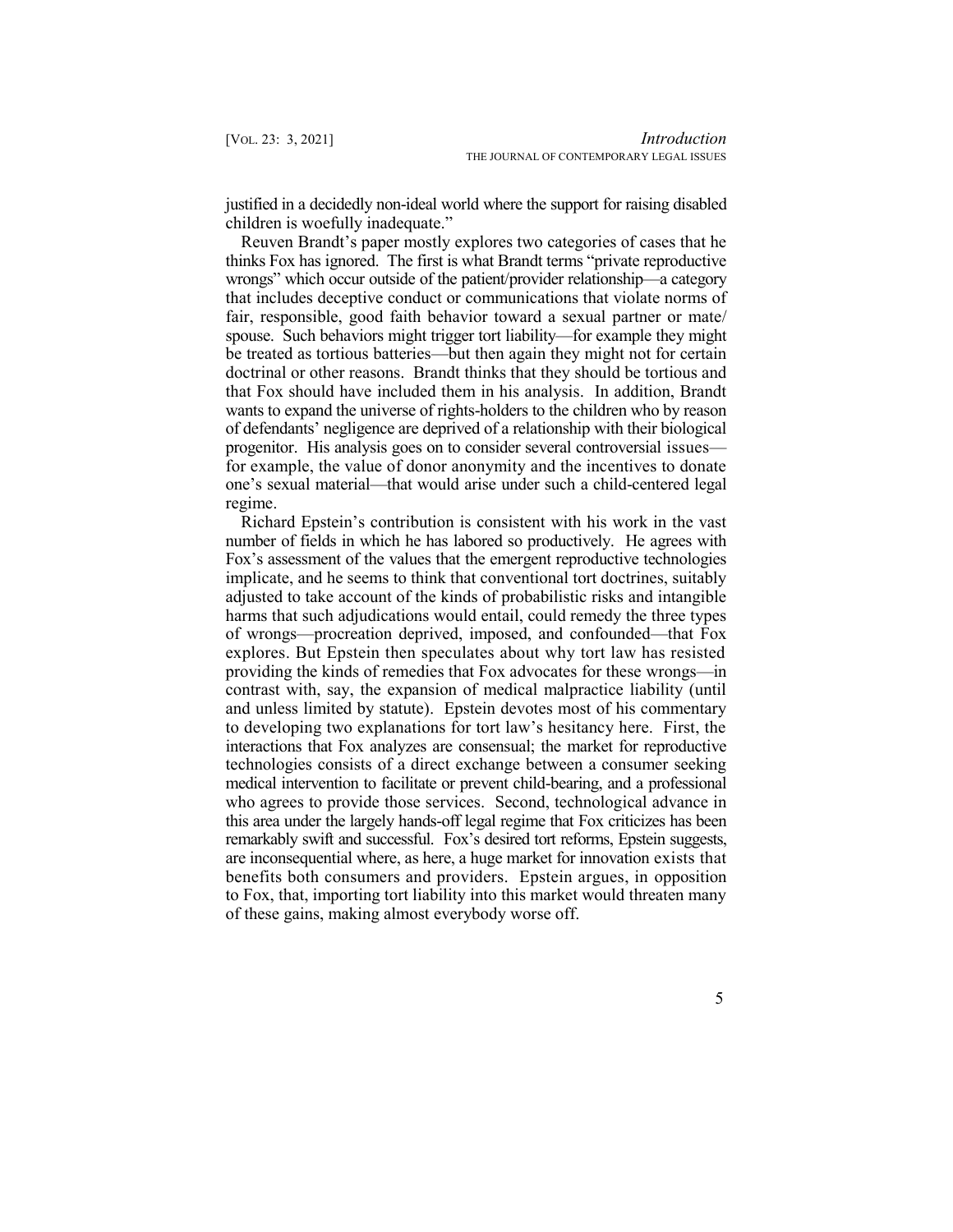justified in a decidedly non-ideal world where the support for raising disabled children is woefully inadequate."

Reuven Brandt's paper mostly explores two categories of cases that he thinks Fox has ignored. The first is what Brandt terms "private reproductive wrongs" which occur outside of the patient/provider relationship—a category that includes deceptive conduct or communications that violate norms of fair, responsible, good faith behavior toward a sexual partner or mate/ spouse. Such behaviors might trigger tort liability—for example they might be treated as tortious batteries—but then again they might not for certain doctrinal or other reasons. Brandt thinks that they should be tortious and that Fox should have included them in his analysis. In addition, Brandt wants to expand the universe of rights-holders to the children who by reason of defendants' negligence are deprived of a relationship with their biological progenitor. His analysis goes on to consider several controversial issues—for example, the value of donor anonymity and the incentives to donate one's sexual material—that would arise under such a child-centered legal regime.

Richard Epstein's contribution is consistent with his work in the vast number of fields in which he has labored so productively. He agrees with Fox's assessment of the values that the emergent reproductive technologies implicate, and he seems to think that conventional tort doctrines, suitably adjusted to take account of the kinds of probabilistic risks and intangible harms that such adjudications would entail, could remedy the three types of wrongs—procreation deprived, imposed, and confounded—that Fox explores. But Epstein then speculates about why tort law has resisted providing the kinds of remedies that Fox advocates for these wrongs—in contrast with, say, the expansion of medical malpractice liability (until and unless limited by statute). Epstein devotes most of his commentary to developing two explanations for tort law's hesitancy here. First, the interactions that Fox analyzes are consensual; the market for reproductive technologies consists of a direct exchange between a consumer seeking medical intervention to facilitate or prevent child-bearing, and a professional who agrees to provide those services. Second, technological advance in this area under the largely hands-off legal regime that Fox criticizes has been remarkably swift and successful. Fox's desired tort reforms, Epstein suggests, are inconsequential where, as here, a huge market for innovation exists that benefits both consumers and providers. Epstein argues, in opposition to Fox, that, importing tort liability into this market would threaten many of these gains, making almost everybody worse off.